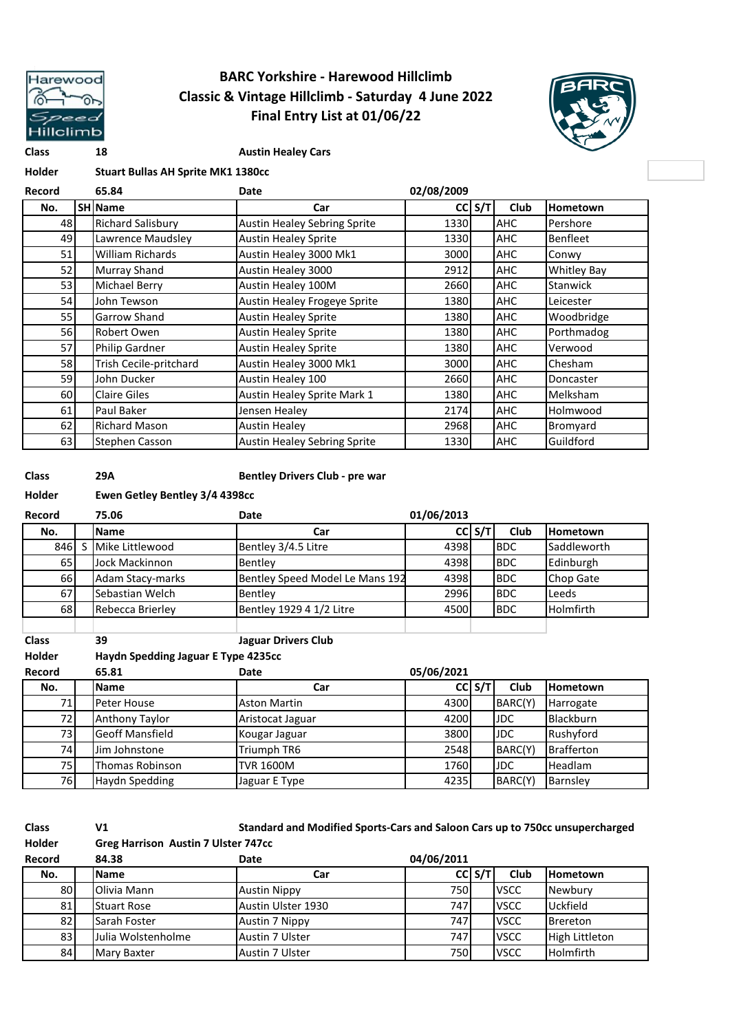# BARC Yorkshire - Harewood Hillclimb
## Classic & Vintage Hillclimb - Saturday 4 June 2022
## Final Entry List at 01/06/22

**Class** 18 **Austin Healey Cars**
**Holder** Stuart Bullas AH Sprite MK1 1380cc
**Record** 65.84 **Date** 02/08/2009

| No. | SH | Name | Car | CC | S/T | Club | Hometown |
|---|---|---|---|---|---|---|---|
| 48 | | Richard Salisbury | Austin Healey Sebring Sprite | 1330 | | AHC | Pershore |
| 49 | | Lawrence Maudsley | Austin Healey Sprite | 1330 | | AHC | Benfleet |
| 51 | | William Richards | Austin Healey 3000 Mk1 | 3000 | | AHC | Conwy |
| 52 | | Murray Shand | Austin Healey 3000 | 2912 | | AHC | Whitley Bay |
| 53 | | Michael Berry | Austin Healey 100M | 2660 | | AHC | Stanwick |
| 54 | | John Tewson | Austin Healey Frogeye Sprite | 1380 | | AHC | Leicester |
| 55 | | Garrow Shand | Austin Healey Sprite | 1380 | | AHC | Woodbridge |
| 56 | | Robert Owen | Austin Healey Sprite | 1380 | | AHC | Porthmadog |
| 57 | | Philip Gardner | Austin Healey Sprite | 1380 | | AHC | Verwood |
| 58 | | Trish Cecile-pritchard | Austin Healey 3000 Mk1 | 3000 | | AHC | Chesham |
| 59 | | John Ducker | Austin Healey 100 | 2660 | | AHC | Doncaster |
| 60 | | Claire Giles | Austin Healey Sprite Mark 1 | 1380 | | AHC | Melksham |
| 61 | | Paul Baker | Jensen Healey | 2174 | | AHC | Holmwood |
| 62 | | Richard Mason | Austin Healey | 2968 | | AHC | Bromyard |
| 63 | | Stephen Casson | Austin Healey Sebring Sprite | 1330 | | AHC | Guildford |

**Class** 29A **Bentley Drivers Club - pre war**
**Holder** Ewen Getley Bentley 3/4 4398cc
**Record** 75.06 **Date** 01/06/2013

| No. | | Name | Car | CC | S/T | Club | Hometown |
|---|---|---|---|---|---|---|---|
| 846 | S | Mike Littlewood | Bentley 3/4.5 Litre | 4398 | | BDC | Saddleworth |
| 65 | | Jock Mackinnon | Bentley | 4398 | | BDC | Edinburgh |
| 66 | | Adam Stacy-marks | Bentley Speed Model Le Mans 192 | 4398 | | BDC | Chop Gate |
| 67 | | Sebastian Welch | Bentley | 2996 | | BDC | Leeds |
| 68 | | Rebecca Brierley | Bentley 1929 4 1/2 Litre | 4500 | | BDC | Holmfirth |

**Class** 39 **Jaguar Drivers Club**
**Holder** Haydn Spedding Jaguar E Type 4235cc
**Record** 65.81 **Date** 05/06/2021

| No. | | Name | Car | CC | S/T | Club | Hometown |
|---|---|---|---|---|---|---|---|
| 71 | | Peter House | Aston Martin | 4300 | | BARC(Y) | Harrogate |
| 72 | | Anthony Taylor | Aristocat Jaguar | 4200 | | JDC | Blackburn |
| 73 | | Geoff Mansfield | Kougar Jaguar | 3800 | | JDC | Rushyford |
| 74 | | Jim Johnstone | Triumph TR6 | 2548 | | BARC(Y) | Brafferton |
| 75 | | Thomas Robinson | TVR 1600M | 1760 | | JDC | Headlam |
| 76 | | Haydn Spedding | Jaguar E Type | 4235 | | BARC(Y) | Barnsley |

**Class** V1 **Standard and Modified Sports-Cars and Saloon Cars up to 750cc unsupercharged**
**Holder** Greg Harrison Austin 7 Ulster 747cc
**Record** 84.38 **Date** 04/06/2011

| No. | | Name | Car | CC | S/T | Club | Hometown |
|---|---|---|---|---|---|---|---|
| 80 | | Olivia Mann | Austin Nippy | 750 | | VSCC | Newbury |
| 81 | | Stuart Rose | Austin Ulster 1930 | 747 | | VSCC | Uckfield |
| 82 | | Sarah Foster | Austin 7 Nippy | 747 | | VSCC | Brereton |
| 83 | | Julia Wolstenholme | Austin 7 Ulster | 747 | | VSCC | High Littleton |
| 84 | | Mary Baxter | Austin 7 Ulster | 750 | | VSCC | Holmfirth |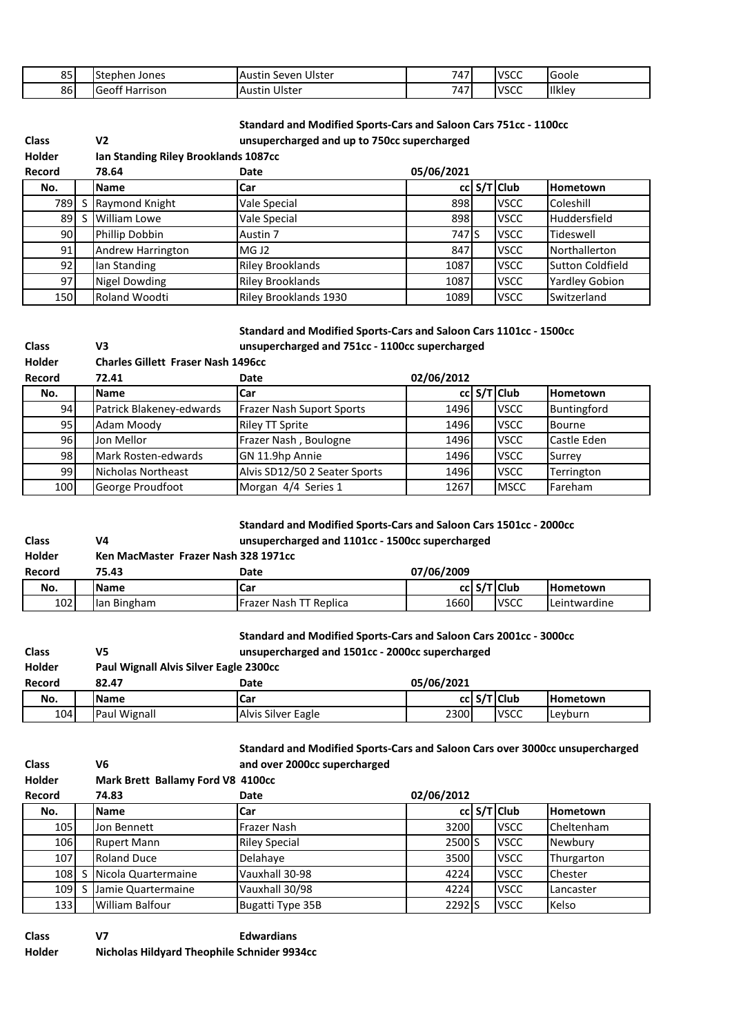| No. | | Name | Car | cc | S/T | Club | Hometown |
|---|---|---|---|---|---|---|---|
| 85 | | Stephen Jones | Austin Seven Ulster | 747 | | VSCC | Goole |
| 86 | | Geoff Harrison | Austin Ulster | 747 | | VSCC | Ilkley |

**Standard and Modified Sports-Cars and Saloon Cars 751cc - 1100cc unsupercharged and up to 750cc supercharged**

**Class** V2

**Holder** Ian Standing Riley Brooklands 1087cc

**Record** 78.64 **Date** 05/06/2021

| No. | | Name | Car | cc | S/T | Club | Hometown |
|---|---|---|---|---|---|---|---|
| 789 | S | Raymond Knight | Vale Special | 898 | | VSCC | Coleshill |
| 89 | S | William Lowe | Vale Special | 898 | | VSCC | Huddersfield |
| 90 | | Phillip Dobbin | Austin 7 | 747 | S | VSCC | Tideswell |
| 91 | | Andrew Harrington | MG J2 | 847 | | VSCC | Northallerton |
| 92 | | Ian Standing | Riley Brooklands | 1087 | | VSCC | Sutton Coldfield |
| 97 | | Nigel Dowding | Riley Brooklands | 1087 | | VSCC | Yardley Gobion |
| 150 | | Roland Woodti | Riley Brooklands 1930 | 1089 | | VSCC | Switzerland |

**Standard and Modified Sports-Cars and Saloon Cars 1101cc - 1500cc unsupercharged and 751cc - 1100cc supercharged**

**Class** V3

**Holder** Charles Gillett Fraser Nash 1496cc

**Record** 72.41 **Date** 02/06/2012

| No. | | Name | Car | cc | S/T | Club | Hometown |
|---|---|---|---|---|---|---|---|
| 94 | | Patrick Blakeney-edwards | Frazer Nash Suport Sports | 1496 | | VSCC | Buntingford |
| 95 | | Adam Moody | Riley TT Sprite | 1496 | | VSCC | Bourne |
| 96 | | Jon Mellor | Frazer Nash , Boulogne | 1496 | | VSCC | Castle Eden |
| 98 | | Mark Rosten-edwards | GN 11.9hp Annie | 1496 | | VSCC | Surrey |
| 99 | | Nicholas Northeast | Alvis SD12/50 2 Seater Sports | 1496 | | VSCC | Terrington |
| 100 | | George Proudfoot | Morgan 4/4 Series 1 | 1267 | | MSCC | Fareham |

**Standard and Modified Sports-Cars and Saloon Cars 1501cc - 2000cc unsupercharged and 1101cc - 1500cc supercharged**

**Class** V4

**Holder** Ken MacMaster Frazer Nash 328 1971cc

**Record** 75.43 **Date** 07/06/2009

| No. | | Name | Car | cc | S/T | Club | Hometown |
|---|---|---|---|---|---|---|---|
| 102 | | Ian Bingham | Frazer Nash TT Replica | 1660 | | VSCC | Leintwardine |

**Standard and Modified Sports-Cars and Saloon Cars 2001cc - 3000cc unsupercharged and 1501cc - 2000cc supercharged**

**Class** V5

**Holder** Paul Wignall Alvis Silver Eagle 2300cc

**Record** 82.47 **Date** 05/06/2021

| No. | | Name | Car | cc | S/T | Club | Hometown |
|---|---|---|---|---|---|---|---|
| 104 | | Paul Wignall | Alvis Silver Eagle | 2300 | | VSCC | Leyburn |

**Standard and Modified Sports-Cars and Saloon Cars over 3000cc unsupercharged and over 2000cc supercharged**

**Class** V6

**Holder** Mark Brett Ballamy Ford V8 4100cc

**Record** 74.83 **Date** 02/06/2012

| No. | | Name | Car | cc | S/T | Club | Hometown |
|---|---|---|---|---|---|---|---|
| 105 | | Jon Bennett | Frazer Nash | 3200 | | VSCC | Cheltenham |
| 106 | | Rupert Mann | Riley Special | 2500 | S | VSCC | Newbury |
| 107 | | Roland Duce | Delahaye | 3500 | | VSCC | Thurgarton |
| 108 | S | Nicola Quartermaine | Vauxhall 30-98 | 4224 | | VSCC | Chester |
| 109 | S | Jamie Quartermaine | Vauxhall 30/98 | 4224 | | VSCC | Lancaster |
| 133 | | William Balfour | Bugatti Type 35B | 2292 | S | VSCC | Kelso |

**Class** V7 **Edwardians**

**Holder** Nicholas Hildyard Theophile Schnider 9934cc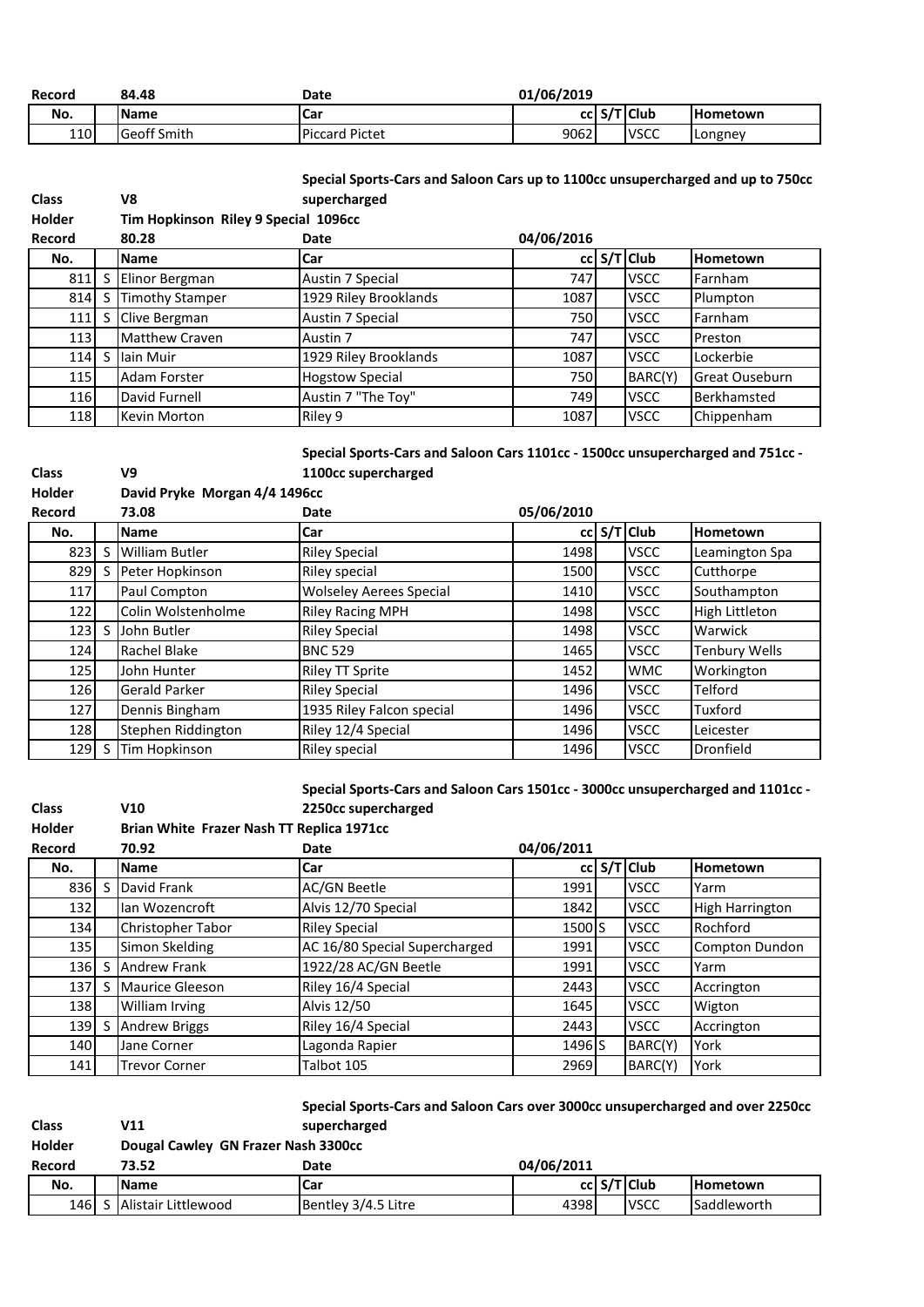| Record | 84.48 | Date | 01/06/2019 | | | |
|---|---|---|---|---|---|---|

| No. | | Name | Car | cc | S/T | Club | Hometown |
|---|---|---|---|---|---|---|---|
| 110 | | Geoff Smith | Piccard Pictet | 9062 | | VSCC | Longney |

**Class V8** — Special Sports-Cars and Saloon Cars up to 1100cc unsupercharged and up to 750cc supercharged

**Holder** Tim Hopkinson Riley 9 Special 1096cc

**Record** 80.28 **Date** 04/06/2016

| No. | | Name | Car | cc | S/T | Club | Hometown |
|---|---|---|---|---|---|---|---|
| 811 | S | Elinor Bergman | Austin 7 Special | 747 | | VSCC | Farnham |
| 814 | S | Timothy Stamper | 1929 Riley Brooklands | 1087 | | VSCC | Plumpton |
| 111 | S | Clive Bergman | Austin 7 Special | 750 | | VSCC | Farnham |
| 113 | | Matthew Craven | Austin 7 | 747 | | VSCC | Preston |
| 114 | S | Iain Muir | 1929 Riley Brooklands | 1087 | | VSCC | Lockerbie |
| 115 | | Adam Forster | Hogstow Special | 750 | | BARC(Y) | Great Ouseburn |
| 116 | | David Furnell | Austin 7 "The Toy" | 749 | | VSCC | Berkhamsted |
| 118 | | Kevin Morton | Riley 9 | 1087 | | VSCC | Chippenham |

**Class V9** — Special Sports-Cars and Saloon Cars 1101cc - 1500cc unsupercharged and 751cc - 1100cc supercharged

**Holder** David Pryke Morgan 4/4 1496cc

**Record** 73.08 **Date** 05/06/2010

| No. | | Name | Car | cc | S/T | Club | Hometown |
|---|---|---|---|---|---|---|---|
| 823 | S | William Butler | Riley Special | 1498 | | VSCC | Leamington Spa |
| 829 | S | Peter Hopkinson | Riley special | 1500 | | VSCC | Cutthorpe |
| 117 | | Paul Compton | Wolseley Aerees Special | 1410 | | VSCC | Southampton |
| 122 | | Colin Wolstenholme | Riley Racing MPH | 1498 | | VSCC | High Littleton |
| 123 | S | John Butler | Riley Special | 1498 | | VSCC | Warwick |
| 124 | | Rachel Blake | BNC 529 | 1465 | | VSCC | Tenbury Wells |
| 125 | | John Hunter | Riley TT Sprite | 1452 | | WMC | Workington |
| 126 | | Gerald Parker | Riley Special | 1496 | | VSCC | Telford |
| 127 | | Dennis Bingham | 1935 Riley Falcon special | 1496 | | VSCC | Tuxford |
| 128 | | Stephen Riddington | Riley 12/4 Special | 1496 | | VSCC | Leicester |
| 129 | S | Tim Hopkinson | Riley special | 1496 | | VSCC | Dronfield |

**Class V10** — Special Sports-Cars and Saloon Cars 1501cc - 3000cc unsupercharged and 1101cc - 2250cc supercharged

**Holder** Brian White Frazer Nash TT Replica 1971cc

**Record** 70.92 **Date** 04/06/2011

| No. | | Name | Car | cc | S/T | Club | Hometown |
|---|---|---|---|---|---|---|---|
| 836 | S | David Frank | AC/GN Beetle | 1991 | | VSCC | Yarm |
| 132 | | Ian Wozencroft | Alvis 12/70 Special | 1842 | | VSCC | High Harrington |
| 134 | | Christopher Tabor | Riley Special | 1500 | S | VSCC | Rochford |
| 135 | | Simon Skelding | AC 16/80 Special Supercharged | 1991 | | VSCC | Compton Dundon |
| 136 | S | Andrew Frank | 1922/28 AC/GN Beetle | 1991 | | VSCC | Yarm |
| 137 | S | Maurice Gleeson | Riley 16/4 Special | 2443 | | VSCC | Accrington |
| 138 | | William Irving | Alvis 12/50 | 1645 | | VSCC | Wigton |
| 139 | S | Andrew Briggs | Riley 16/4 Special | 2443 | | VSCC | Accrington |
| 140 | | Jane Corner | Lagonda Rapier | 1496 | S | BARC(Y) | York |
| 141 | | Trevor Corner | Talbot 105 | 2969 | | BARC(Y) | York |

**Class V11** — Special Sports-Cars and Saloon Cars over 3000cc unsupercharged and over 2250cc supercharged

**Holder** Dougal Cawley GN Frazer Nash 3300cc

**Record** 73.52 **Date** 04/06/2011

| No. | | Name | Car | cc | S/T | Club | Hometown |
|---|---|---|---|---|---|---|---|
| 146 | S | Alistair Littlewood | Bentley 3/4.5 Litre | 4398 | | VSCC | Saddleworth |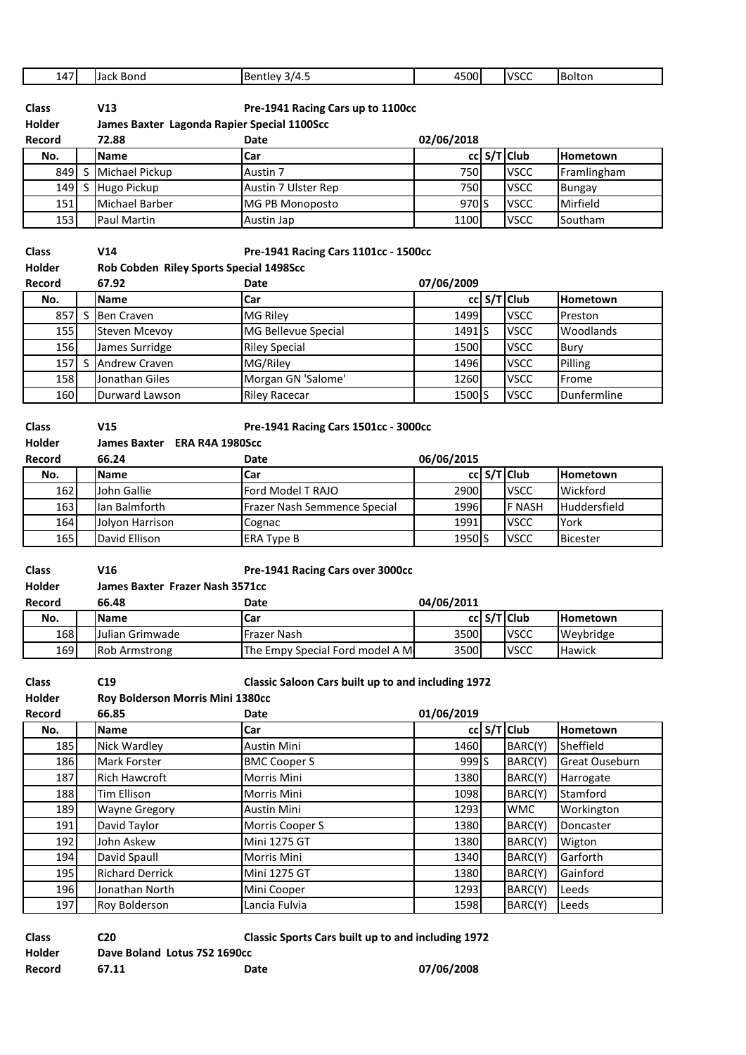| 147 | | Jack Bond | Bentley 3/4.5 | 4500 | | VSCC | Bolton |
|---|---|---|---|---|---|---|---|

**Class** V13 **Pre-1941 Racing Cars up to 1100cc**
**Holder** James Baxter Lagonda Rapier Special 1100Scc
**Record** 72.88 **Date** 02/06/2018

| No. | | Name | Car | cc | S/T | Club | Hometown |
|---|---|---|---|---|---|---|---|
| 849 | S | Michael Pickup | Austin 7 | 750 | | VSCC | Framlingham |
| 149 | S | Hugo Pickup | Austin 7 Ulster Rep | 750 | | VSCC | Bungay |
| 151 | | Michael Barber | MG PB Monoposto | 970 | S | VSCC | Mirfield |
| 153 | | Paul Martin | Austin Jap | 1100 | | VSCC | Southam |

**Class** V14 **Pre-1941 Racing Cars 1101cc - 1500cc**
**Holder** Rob Cobden Riley Sports Special 1498Scc
**Record** 67.92 **Date** 07/06/2009

| No. | | Name | Car | cc | S/T | Club | Hometown |
|---|---|---|---|---|---|---|---|
| 857 | S | Ben Craven | MG Riley | 1499 | | VSCC | Preston |
| 155 | | Steven Mcevoy | MG Bellevue Special | 1491 | S | VSCC | Woodlands |
| 156 | | James Surridge | Riley Special | 1500 | | VSCC | Bury |
| 157 | S | Andrew Craven | MG/Riley | 1496 | | VSCC | Pilling |
| 158 | | Jonathan Giles | Morgan GN 'Salome' | 1260 | | VSCC | Frome |
| 160 | | Durward Lawson | Riley Racecar | 1500 | S | VSCC | Dunfermline |

**Class** V15 **Pre-1941 Racing Cars 1501cc - 3000cc**
**Holder** James Baxter ERA R4A 1980Scc
**Record** 66.24 **Date** 06/06/2015

| No. | | Name | Car | cc | S/T | Club | Hometown |
|---|---|---|---|---|---|---|---|
| 162 | | John Gallie | Ford Model T RAJO | 2900 | | VSCC | Wickford |
| 163 | | Ian Balmforth | Frazer Nash Semmence Special | 1996 | | F NASH | Huddersfield |
| 164 | | Jolyon Harrison | Cognac | 1991 | | VSCC | York |
| 165 | | David Ellison | ERA Type B | 1950 | S | VSCC | Bicester |

**Class** V16 **Pre-1941 Racing Cars over 3000cc**
**Holder** James Baxter Frazer Nash 3571cc
**Record** 66.48 **Date** 04/06/2011

| No. | | Name | Car | cc | S/T | Club | Hometown |
|---|---|---|---|---|---|---|---|
| 168 | | Julian Grimwade | Frazer Nash | 3500 | | VSCC | Weybridge |
| 169 | | Rob Armstrong | The Empy Special Ford model A M | 3500 | | VSCC | Hawick |

**Class** C19 **Classic Saloon Cars built up to and including 1972**
**Holder** Roy Bolderson Morris Mini 1380cc
**Record** 66.85 **Date** 01/06/2019

| No. | | Name | Car | cc | S/T | Club | Hometown |
|---|---|---|---|---|---|---|---|
| 185 | | Nick Wardley | Austin Mini | 1460 | | BARC(Y) | Sheffield |
| 186 | | Mark Forster | BMC Cooper S | 999 | S | BARC(Y) | Great Ouseburn |
| 187 | | Rich Hawcroft | Morris Mini | 1380 | | BARC(Y) | Harrogate |
| 188 | | Tim Ellison | Morris Mini | 1098 | | BARC(Y) | Stamford |
| 189 | | Wayne Gregory | Austin Mini | 1293 | | WMC | Workington |
| 191 | | David Taylor | Morris Cooper S | 1380 | | BARC(Y) | Doncaster |
| 192 | | John Askew | Mini 1275 GT | 1380 | | BARC(Y) | Wigton |
| 194 | | David Spaull | Morris Mini | 1340 | | BARC(Y) | Garforth |
| 195 | | Richard Derrick | Mini 1275 GT | 1380 | | BARC(Y) | Gainford |
| 196 | | Jonathan North | Mini Cooper | 1293 | | BARC(Y) | Leeds |
| 197 | | Roy Bolderson | Lancia Fulvia | 1598 | | BARC(Y) | Leeds |

**Class** C20 **Classic Sports Cars built up to and including 1972**
**Holder** Dave Boland Lotus 7S2 1690cc
**Record** 67.11 **Date** 07/06/2008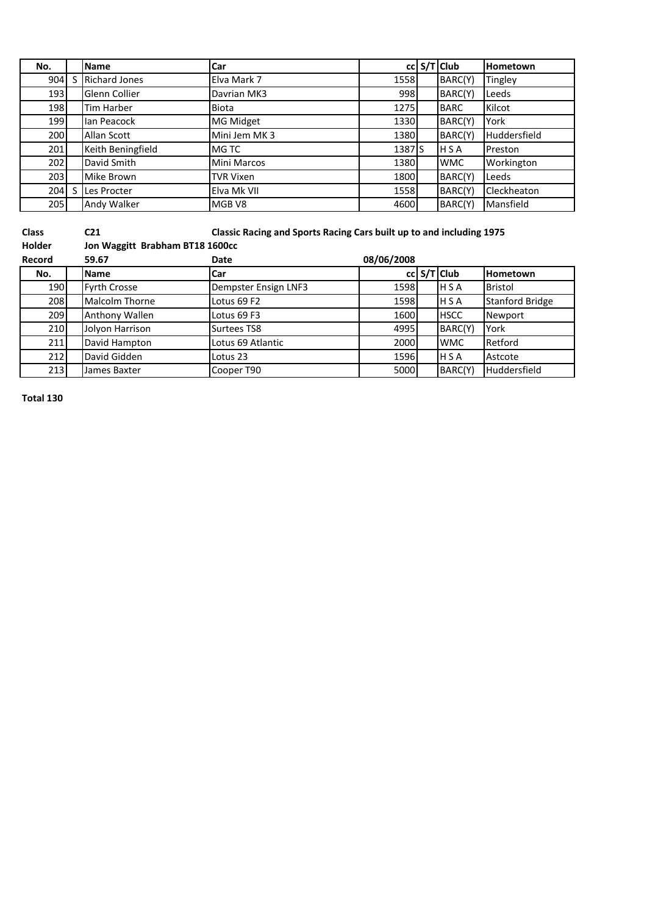| No. | | Name | Car | cc | S/T | Club | Hometown |
|---|---|---|---|---|---|---|---|
| 904 | S | Richard Jones | Elva Mark 7 | 1558 | | BARC(Y) | Tingley |
| 193 | | Glenn Collier | Davrian MK3 | 998 | | BARC(Y) | Leeds |
| 198 | | Tim Harber | Biota | 1275 | | BARC | Kilcot |
| 199 | | Ian Peacock | MG Midget | 1330 | | BARC(Y) | York |
| 200 | | Allan Scott | Mini Jem MK 3 | 1380 | | BARC(Y) | Huddersfield |
| 201 | | Keith Beningfield | MG TC | 1387 | S | H S A | Preston |
| 202 | | David Smith | Mini Marcos | 1380 | | WMC | Workington |
| 203 | | Mike Brown | TVR Vixen | 1800 | | BARC(Y) | Leeds |
| 204 | S | Les Procter | Elva Mk VII | 1558 | | BARC(Y) | Cleckheaton |
| 205 | | Andy Walker | MGB V8 | 4600 | | BARC(Y) | Mansfield |

**Class** **C21** **Classic Racing and Sports Racing Cars built up to and including 1975**

**Holder** **Jon Waggitt Brabham BT18 1600cc**

**Record** **59.67** **Date** **08/06/2008**

| No. | | Name | Car | cc | S/T | Club | Hometown |
|---|---|---|---|---|---|---|---|
| 190 | | Fyrth Crosse | Dempster Ensign LNF3 | 1598 | | H S A | Bristol |
| 208 | | Malcolm Thorne | Lotus 69 F2 | 1598 | | H S A | Stanford Bridge |
| 209 | | Anthony Wallen | Lotus 69 F3 | 1600 | | HSCC | Newport |
| 210 | | Jolyon Harrison | Surtees TS8 | 4995 | | BARC(Y) | York |
| 211 | | David Hampton | Lotus 69 Atlantic | 2000 | | WMC | Retford |
| 212 | | David Gidden | Lotus 23 | 1596 | | H S A | Astcote |
| 213 | | James Baxter | Cooper T90 | 5000 | | BARC(Y) | Huddersfield |

**Total 130**